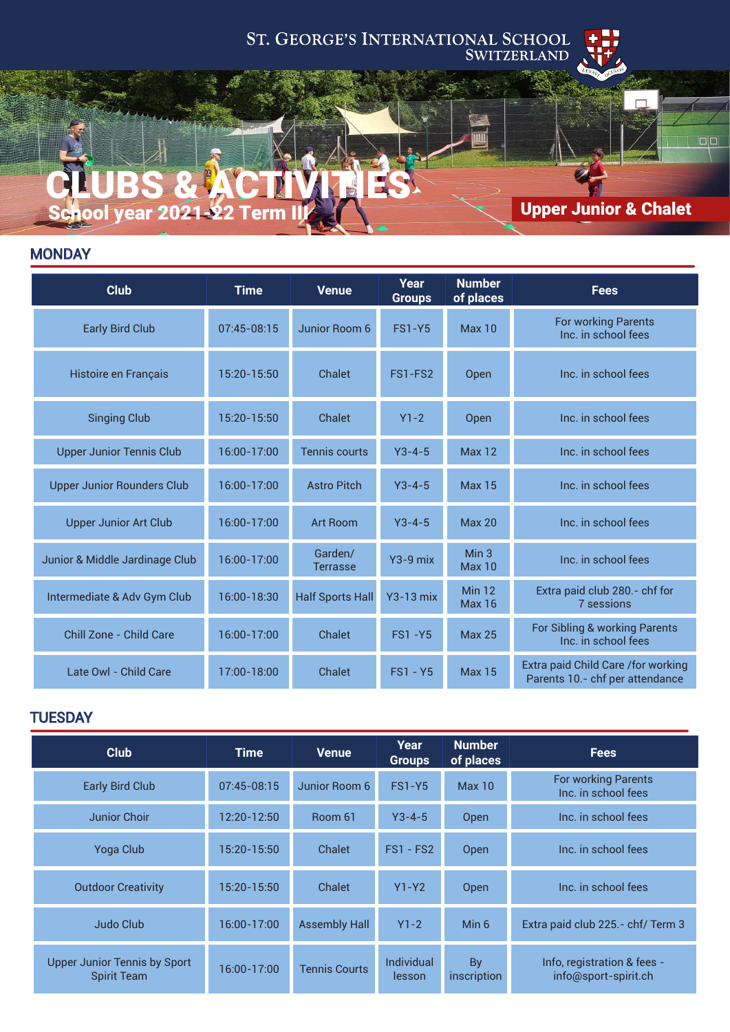ST. GEORGE'S INTERNATIONAL SCHOOL SWITZERLAND

# CLUBS & ACTIVITIES

## School year 2021-22 Term III

**Upper Junior & Chalet**

## MONDAY

| Club | Time | Venue | Year Groups | Number of places | Fees |
|---|---|---|---|---|---|
| Early Bird Club | 07:45-08:15 | Junior Room 6 | FS1-Y5 | Max 10 | For working Parents Inc. in school fees |
| Histoire en Français | 15:20-15:50 | Chalet | FS1-FS2 | Open | Inc. in school fees |
| Singing Club | 15:20-15:50 | Chalet | Y1-2 | Open | Inc. in school fees |
| Upper Junior Tennis Club | 16:00-17:00 | Tennis courts | Y3-4-5 | Max 12 | Inc. in school fees |
| Upper Junior Rounders Club | 16:00-17:00 | Astro Pitch | Y3-4-5 | Max 15 | Inc. in school fees |
| Upper Junior Art Club | 16:00-17:00 | Art Room | Y3-4-5 | Max 20 | Inc. in school fees |
| Junior & Middle Jardinage Club | 16:00-17:00 | Garden/ Terrasse | Y3-9 mix | Min 3 Max 10 | Inc. in school fees |
| Intermediate & Adv Gym Club | 16:00-18:30 | Half Sports Hall | Y3-13 mix | Min 12 Max 16 | Extra paid club 280.- chf for 7 sessions |
| Chill Zone - Child Care | 16:00-17:00 | Chalet | FS1 -Y5 | Max 25 | For Sibling & working Parents Inc. in school fees |
| Late Owl - Child Care | 17:00-18:00 | Chalet | FS1 - Y5 | Max 15 | Extra paid Child Care /for working Parents 10.- chf per attendance |

## TUESDAY

| Club | Time | Venue | Year Groups | Number of places | Fees |
|---|---|---|---|---|---|
| Early Bird Club | 07:45-08:15 | Junior Room 6 | FS1-Y5 | Max 10 | For working Parents Inc. in school fees |
| Junior Choir | 12:20-12:50 | Room 61 | Y3-4-5 | Open | Inc. in school fees |
| Yoga Club | 15:20-15:50 | Chalet | FS1 - FS2 | Open | Inc. in school fees |
| Outdoor Creativity | 15:20-15:50 | Chalet | Y1-Y2 | Open | Inc. in school fees |
| Judo Club | 16:00-17:00 | Assembly Hall | Y1-2 | Min 6 | Extra paid club 225.- chf/ Term 3 |
| Upper Junior Tennis by Sport Spirit Team | 16:00-17:00 | Tennis Courts | Individual lesson | By inscription | Info, registration & fees - info@sport-spirit.ch |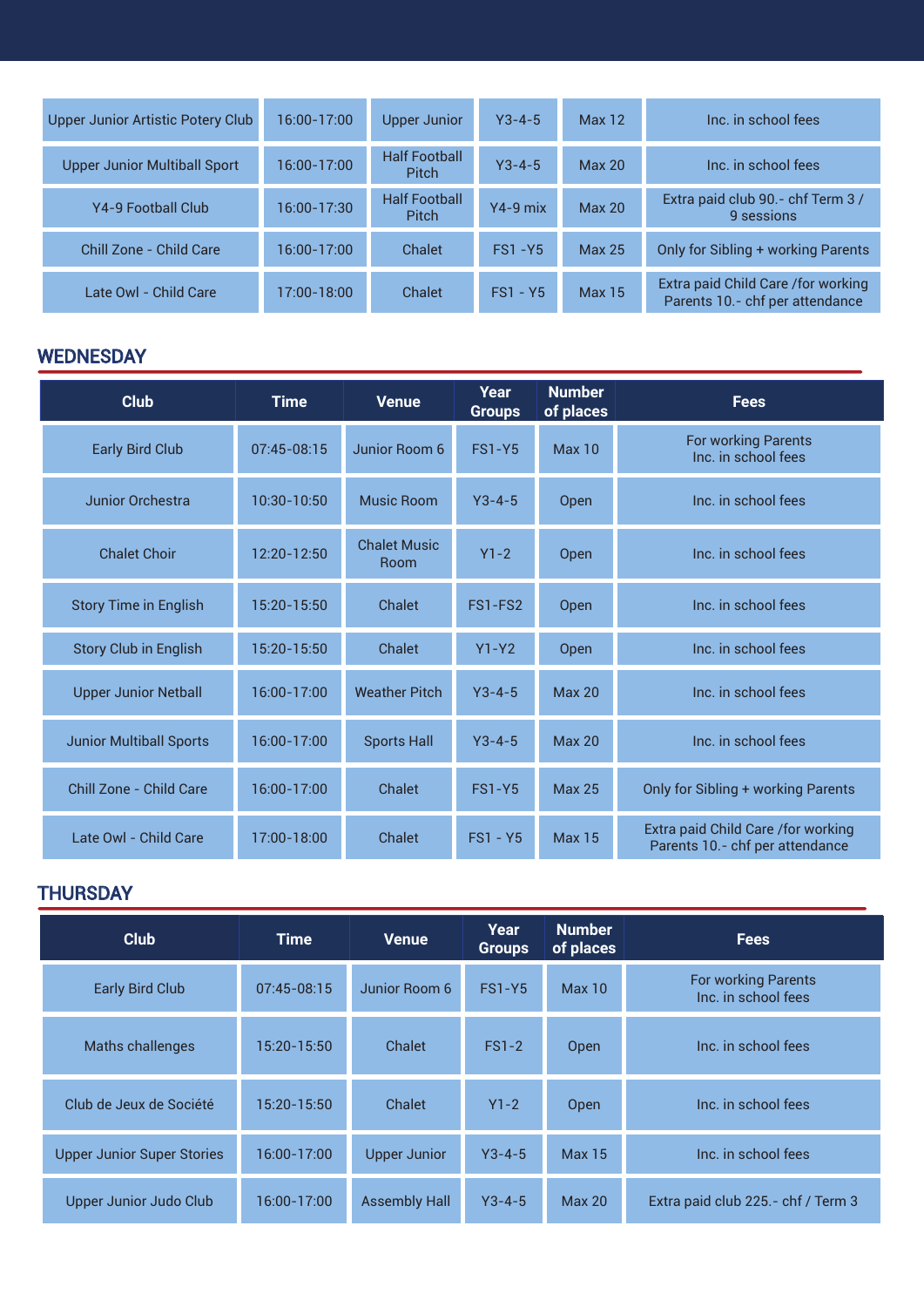| | | | | | |
|---|---|---|---|---|---|
| Upper Junior Artistic Potery Club | 16:00-17:00 | Upper Junior | Y3-4-5 | Max 12 | Inc. in school fees |
| Upper Junior Multiball Sport | 16:00-17:00 | Half Football Pitch | Y3-4-5 | Max 20 | Inc. in school fees |
| Y4-9 Football Club | 16:00-17:30 | Half Football Pitch | Y4-9 mix | Max 20 | Extra paid club 90.- chf Term 3 / 9 sessions |
| Chill Zone - Child Care | 16:00-17:00 | Chalet | FS1 -Y5 | Max 25 | Only for Sibling + working Parents |
| Late Owl - Child Care | 17:00-18:00 | Chalet | FS1 - Y5 | Max 15 | Extra paid Child Care /for working Parents 10.- chf per attendance |

## WEDNESDAY

| Club | Time | Venue | Year Groups | Number of places | Fees |
|---|---|---|---|---|---|
| Early Bird Club | 07:45-08:15 | Junior Room 6 | FS1-Y5 | Max 10 | For working Parents Inc. in school fees |
| Junior Orchestra | 10:30-10:50 | Music Room | Y3-4-5 | Open | Inc. in school fees |
| Chalet Choir | 12:20-12:50 | Chalet Music Room | Y1-2 | Open | Inc. in school fees |
| Story Time in English | 15:20-15:50 | Chalet | FS1-FS2 | Open | Inc. in school fees |
| Story Club in English | 15:20-15:50 | Chalet | Y1-Y2 | Open | Inc. in school fees |
| Upper Junior Netball | 16:00-17:00 | Weather Pitch | Y3-4-5 | Max 20 | Inc. in school fees |
| Junior Multiball Sports | 16:00-17:00 | Sports Hall | Y3-4-5 | Max 20 | Inc. in school fees |
| Chill Zone - Child Care | 16:00-17:00 | Chalet | FS1-Y5 | Max 25 | Only for Sibling + working Parents |
| Late Owl - Child Care | 17:00-18:00 | Chalet | FS1 - Y5 | Max 15 | Extra paid Child Care /for working Parents 10.- chf per attendance |

## THURSDAY

| Club | Time | Venue | Year Groups | Number of places | Fees |
|---|---|---|---|---|---|
| Early Bird Club | 07:45-08:15 | Junior Room 6 | FS1-Y5 | Max 10 | For working Parents Inc. in school fees |
| Maths challenges | 15:20-15:50 | Chalet | FS1-2 | Open | Inc. in school fees |
| Club de Jeux de Société | 15:20-15:50 | Chalet | Y1-2 | Open | Inc. in school fees |
| Upper Junior Super Stories | 16:00-17:00 | Upper Junior | Y3-4-5 | Max 15 | Inc. in school fees |
| Upper Junior Judo Club | 16:00-17:00 | Assembly Hall | Y3-4-5 | Max 20 | Extra paid club 225.- chf / Term 3 |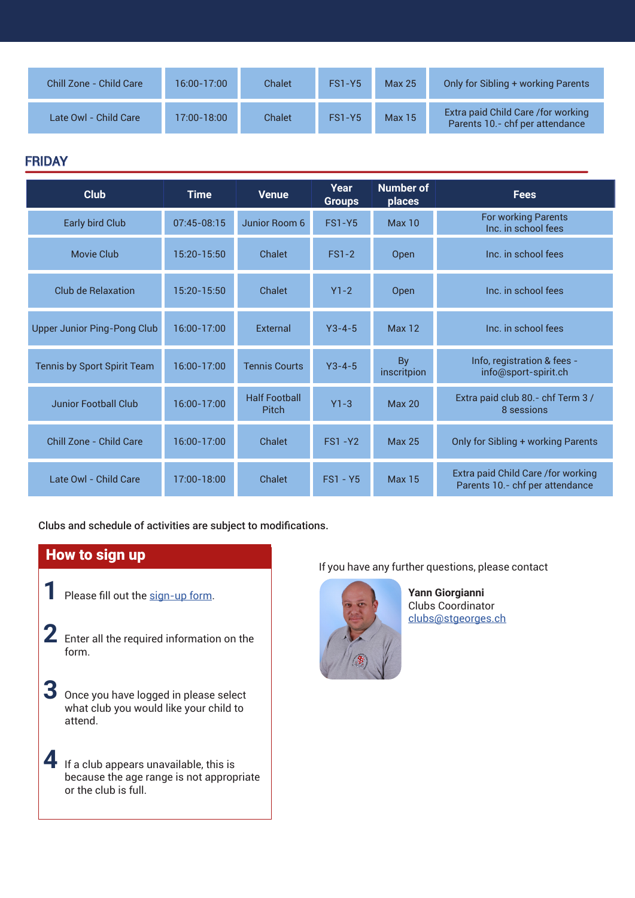| | | | | | |
|---|---|---|---|---|---|
| Chill Zone - Child Care | 16:00-17:00 | Chalet | FS1-Y5 | Max 25 | Only for Sibling + working Parents |
| Late Owl - Child Care | 17:00-18:00 | Chalet | FS1-Y5 | Max 15 | Extra paid Child Care /for working Parents 10.- chf per attendance |

## FRIDAY

| Club | Time | Venue | Year Groups | Number of places | Fees |
|---|---|---|---|---|---|
| Early bird Club | 07:45-08:15 | Junior Room 6 | FS1-Y5 | Max 10 | For working Parents Inc. in school fees |
| Movie Club | 15:20-15:50 | Chalet | FS1-2 | Open | Inc. in school fees |
| Club de Relaxation | 15:20-15:50 | Chalet | Y1-2 | Open | Inc. in school fees |
| Upper Junior Ping-Pong Club | 16:00-17:00 | External | Y3-4-5 | Max 12 | Inc. in school fees |
| Tennis by Sport Spirit Team | 16:00-17:00 | Tennis Courts | Y3-4-5 | By inscritpion | Info, registration & fees - info@sport-spirit.ch |
| Junior Football Club | 16:00-17:00 | Half Football Pitch | Y1-3 | Max 20 | Extra paid club 80.- chf Term 3 / 8 sessions |
| Chill Zone - Child Care | 16:00-17:00 | Chalet | FS1 -Y2 | Max 25 | Only for Sibling + working Parents |
| Late Owl - Child Care | 17:00-18:00 | Chalet | FS1 - Y5 | Max 15 | Extra paid Child Care /for working Parents 10.- chf per attendance |

Clubs and schedule of activities are subject to modifications.

## How to sign up

1. Please fill out the sign-up form.
2. Enter all the required information on the form.
3. Once you have logged in please select what club you would like your child to attend.
4. If a club appears unavailable, this is because the age range is not appropriate or the club is full.

If you have any further questions, please contact

**Yann Giorgianni**
Clubs Coordinator
clubs@stgeorges.ch